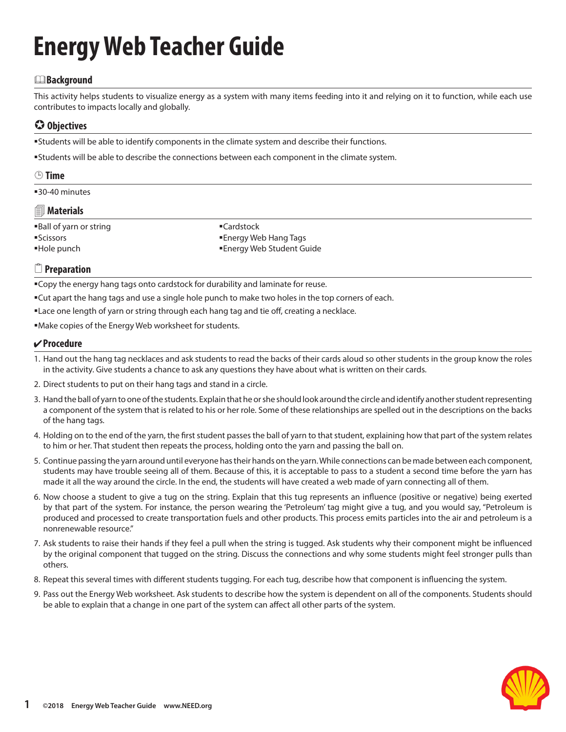# Energy Web Teacher Guide

## Background

This activity helps students to visualize energy as a system with many items feeding into it and relying on it to function, while each use contributes to impacts locally and globally.

## Objectives

- Students will be able to identify components in the climate system and describe their functions.
- Students will be able to describe the connections between each component in the climate system.

## Time

- 30-40 minutes

## Materials

- Ball of yarn or string
- Scissors
- Hole punch
- Cardstock
- Energy Web Hang Tags
- Energy Web Student Guide

## Preparation

- Copy the energy hang tags onto cardstock for durability and laminate for reuse.
- Cut apart the hang tags and use a single hole punch to make two holes in the top corners of each.
- Lace one length of yarn or string through each hang tag and tie off, creating a necklace.
- Make copies of the Energy Web worksheet for students.

## Procedure

1. Hand out the hang tag necklaces and ask students to read the backs of their cards aloud so other students in the group know the roles in the activity. Give students a chance to ask any questions they have about what is written on their cards.
2. Direct students to put on their hang tags and stand in a circle.
3. Hand the ball of yarn to one of the students. Explain that he or she should look around the circle and identify another student representing a component of the system that is related to his or her role. Some of these relationships are spelled out in the descriptions on the backs of the hang tags.
4. Holding on to the end of the yarn, the first student passes the ball of yarn to that student, explaining how that part of the system relates to him or her. That student then repeats the process, holding onto the yarn and passing the ball on.
5. Continue passing the yarn around until everyone has their hands on the yarn. While connections can be made between each component, students may have trouble seeing all of them. Because of this, it is acceptable to pass to a student a second time before the yarn has made it all the way around the circle. In the end, the students will have created a web made of yarn connecting all of them.
6. Now choose a student to give a tug on the string. Explain that this tug represents an influence (positive or negative) being exerted by that part of the system. For instance, the person wearing the 'Petroleum' tag might give a tug, and you would say, "Petroleum is produced and processed to create transportation fuels and other products. This process emits particles into the air and petroleum is a nonrenewable resource."
7. Ask students to raise their hands if they feel a pull when the string is tugged. Ask students why their component might be influenced by the original component that tugged on the string. Discuss the connections and why some students might feel stronger pulls than others.
8. Repeat this several times with different students tugging. For each tug, describe how that component is influencing the system.
9. Pass out the Energy Web worksheet. Ask students to describe how the system is dependent on all of the components. Students should be able to explain that a change in one part of the system can affect all other parts of the system.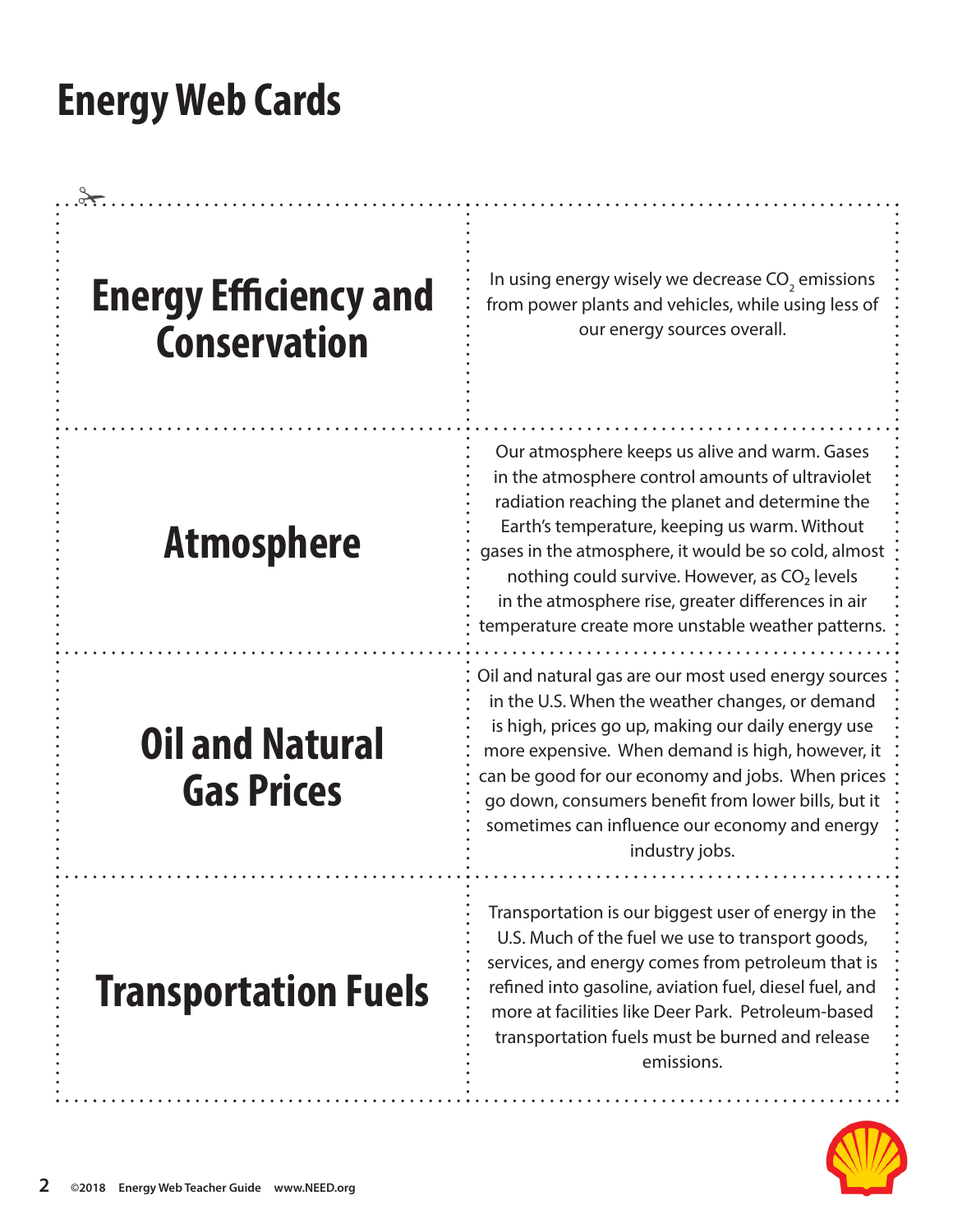# Energy Web Cards

| | |
|---|---|
| **Energy Efficiency and Conservation** | In using energy wisely we decrease $CO_2$ emissions from power plants and vehicles, while using less of our energy sources overall. |
| **Atmosphere** | Our atmosphere keeps us alive and warm. Gases in the atmosphere control amounts of ultraviolet radiation reaching the planet and determine the Earth's temperature, keeping us warm. Without gases in the atmosphere, it would be so cold, almost nothing could survive. However, as $CO_2$ levels in the atmosphere rise, greater differences in air temperature create more unstable weather patterns. |
| **Oil and Natural Gas Prices** | Oil and natural gas are our most used energy sources in the U.S. When the weather changes, or demand is high, prices go up, making our daily energy use more expensive. When demand is high, however, it can be good for our economy and jobs. When prices go down, consumers benefit from lower bills, but it sometimes can influence our economy and energy industry jobs. |
| **Transportation Fuels** | Transportation is our biggest user of energy in the U.S. Much of the fuel we use to transport goods, services, and energy comes from petroleum that is refined into gasoline, aviation fuel, diesel fuel, and more at facilities like Deer Park. Petroleum-based transportation fuels must be burned and release emissions. |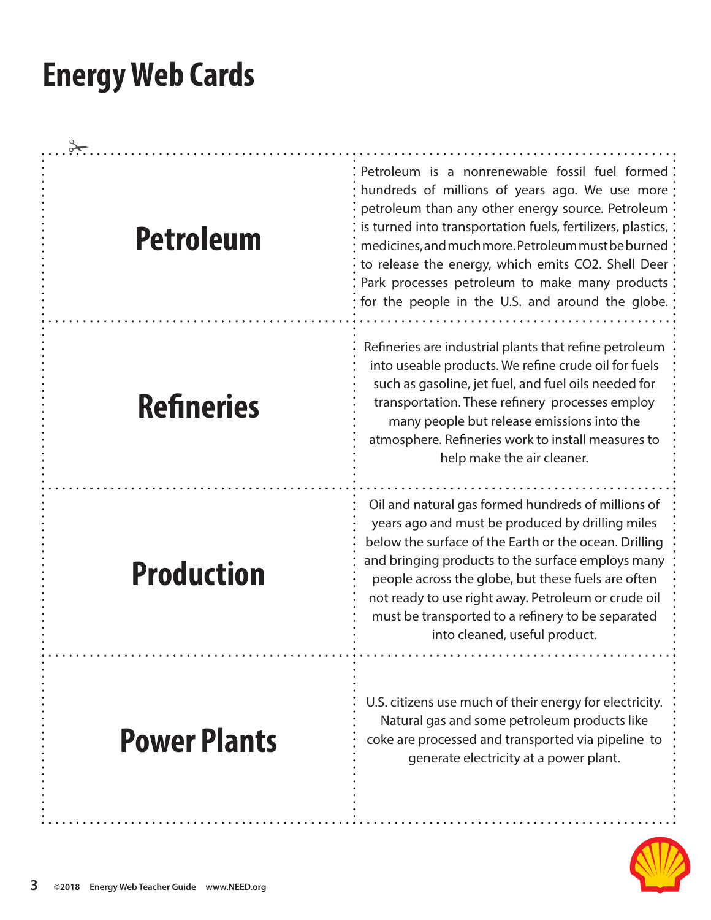# Energy Web Cards

| | |
|---|---|
| **Petroleum** | Petroleum is a nonrenewable fossil fuel formed hundreds of millions of years ago. We use more petroleum than any other energy source. Petroleum is turned into transportation fuels, fertilizers, plastics, medicines, and much more. Petroleum must be burned to release the energy, which emits CO2. Shell Deer Park processes petroleum to make many products for the people in the U.S. and around the globe. |
| **Refineries** | Refineries are industrial plants that refine petroleum into useable products. We refine crude oil for fuels such as gasoline, jet fuel, and fuel oils needed for transportation. These refinery processes employ many people but release emissions into the atmosphere. Refineries work to install measures to help make the air cleaner. |
| **Production** | Oil and natural gas formed hundreds of millions of years ago and must be produced by drilling miles below the surface of the Earth or the ocean. Drilling and bringing products to the surface employs many people across the globe, but these fuels are often not ready to use right away. Petroleum or crude oil must be transported to a refinery to be separated into cleaned, useful product. |
| **Power Plants** | U.S. citizens use much of their energy for electricity. Natural gas and some petroleum products like coke are processed and transported via pipeline to generate electricity at a power plant. |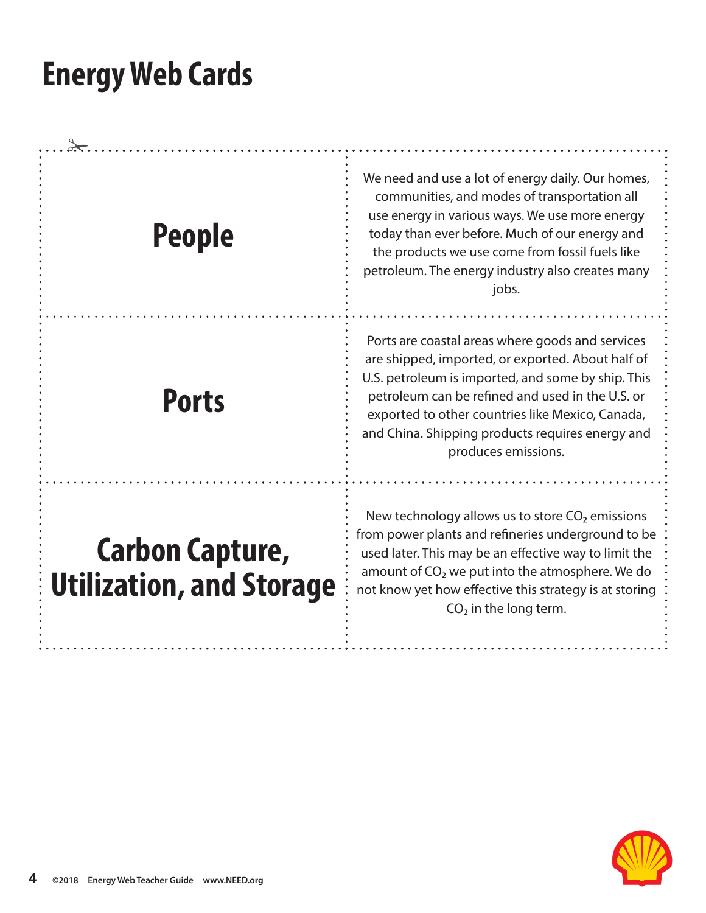# Energy Web Cards

| | |
|---|---|
| **People** | We need and use a lot of energy daily. Our homes, communities, and modes of transportation all use energy in various ways. We use more energy today than ever before. Much of our energy and the products we use come from fossil fuels like petroleum. The energy industry also creates many jobs. |
| **Ports** | Ports are coastal areas where goods and services are shipped, imported, or exported. About half of U.S. petroleum is imported, and some by ship. This petroleum can be refined and used in the U.S. or exported to other countries like Mexico, Canada, and China. Shipping products requires energy and produces emissions. |
| **Carbon Capture, Utilization, and Storage** | New technology allows us to store $CO_2$ emissions from power plants and refineries underground to be used later. This may be an effective way to limit the amount of $CO_2$ we put into the atmosphere. We do not know yet how effective this strategy is at storing $CO_2$ in the long term. |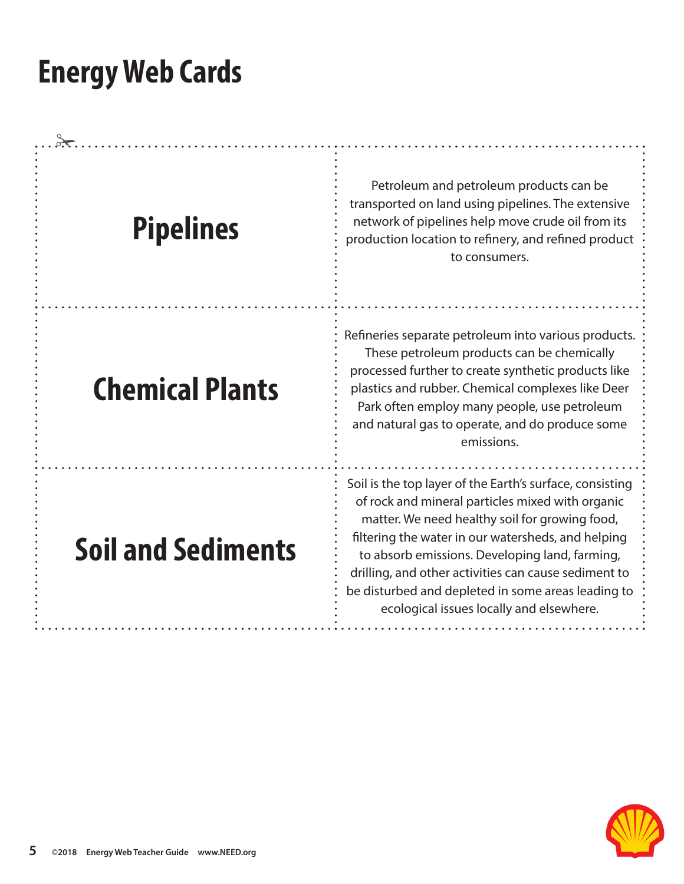# Energy Web Cards

| | |
|---|---|
| **Pipelines** | Petroleum and petroleum products can be transported on land using pipelines. The extensive network of pipelines help move crude oil from its production location to refinery, and refined product to consumers. |
| **Chemical Plants** | Refineries separate petroleum into various products. These petroleum products can be chemically processed further to create synthetic products like plastics and rubber. Chemical complexes like Deer Park often employ many people, use petroleum and natural gas to operate, and do produce some emissions. |
| **Soil and Sediments** | Soil is the top layer of the Earth's surface, consisting of rock and mineral particles mixed with organic matter. We need healthy soil for growing food, filtering the water in our watersheds, and helping to absorb emissions. Developing land, farming, drilling, and other activities can cause sediment to be disturbed and depleted in some areas leading to ecological issues locally and elsewhere. |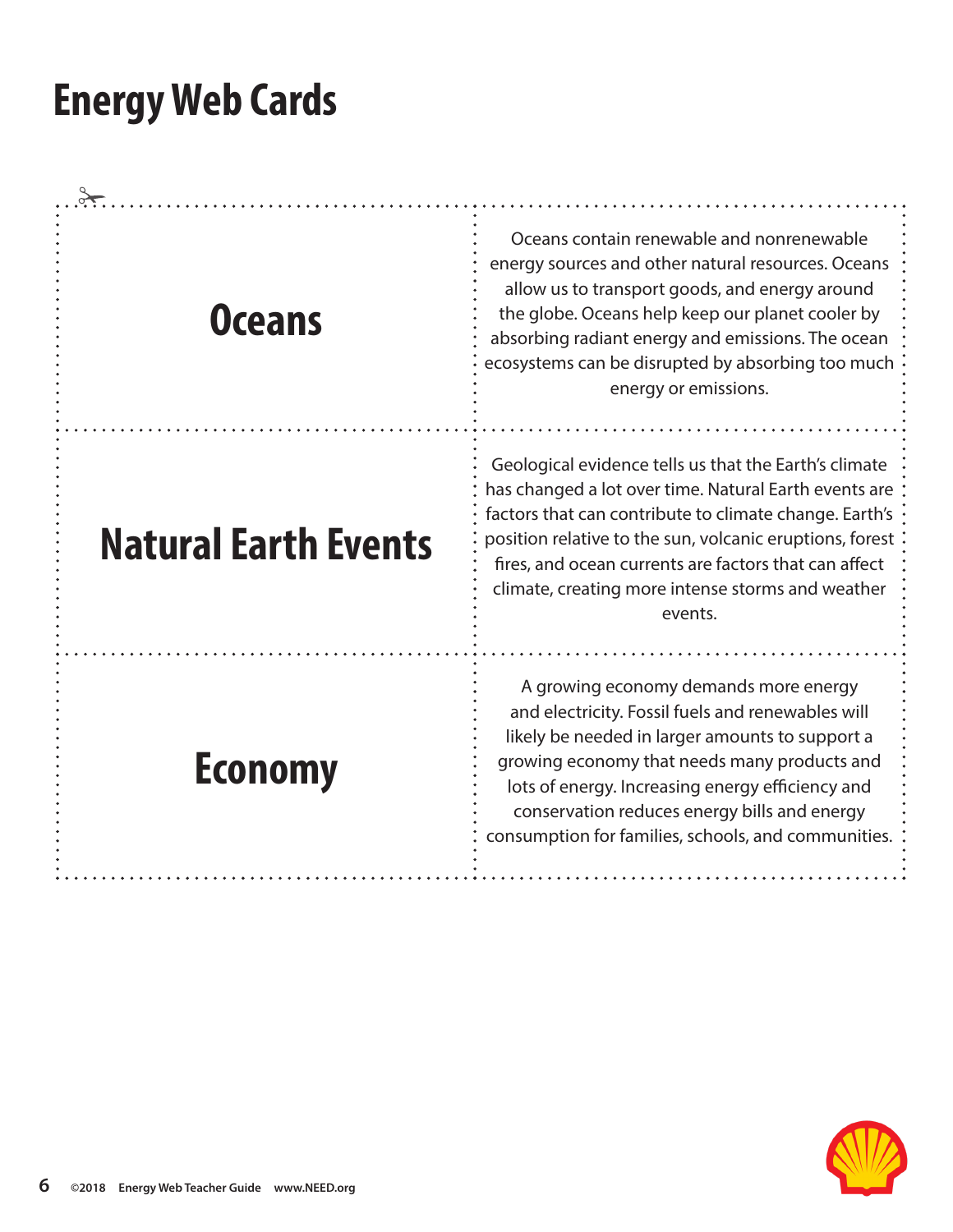# Energy Web Cards

| | |
|---|---|
| **Oceans** | Oceans contain renewable and nonrenewable energy sources and other natural resources. Oceans allow us to transport goods, and energy around the globe. Oceans help keep our planet cooler by absorbing radiant energy and emissions. The ocean ecosystems can be disrupted by absorbing too much energy or emissions. |
| **Natural Earth Events** | Geological evidence tells us that the Earth's climate has changed a lot over time. Natural Earth events are factors that can contribute to climate change. Earth's position relative to the sun, volcanic eruptions, forest fires, and ocean currents are factors that can affect climate, creating more intense storms and weather events. |
| **Economy** | A growing economy demands more energy and electricity. Fossil fuels and renewables will likely be needed in larger amounts to support a growing economy that needs many products and lots of energy. Increasing energy efficiency and conservation reduces energy bills and energy consumption for families, schools, and communities. |